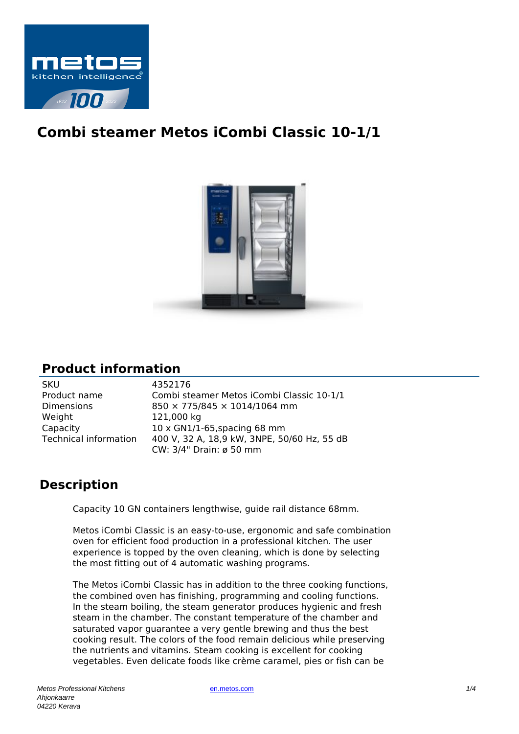# Combi steamer Metos iCombi Classic 10-1/1

## Product information

| | |
|---|---|
| SKU | 4352176 |
| Product name | Combi steamer Metos iCombi Classic 10-1/1 |
| Dimensions | 850 × 775/845 × 1014/1064 mm |
| Weight | 121,000 kg |
| Capacity | 10 x GN1/1-65,spacing 68 mm |
| Technical information | 400 V, 32 A, 18,9 kW, 3NPE, 50/60 Hz, 55 dB<br>CW: 3/4" Drain: ø 50 mm |

## Description

Capacity 10 GN containers lengthwise, guide rail distance 68mm.

Metos iCombi Classic is an easy-to-use, ergonomic and safe combination oven for efficient food production in a professional kitchen. The user experience is topped by the oven cleaning, which is done by selecting the most fitting out of 4 automatic washing programs.

The Metos iCombi Classic has in addition to the three cooking functions, the combined oven has finishing, programming and cooling functions. In the steam boiling, the steam generator produces hygienic and fresh steam in the chamber. The constant temperature of the chamber and saturated vapor guarantee a very gentle brewing and thus the best cooking result. The colors of the food remain delicious while preserving the nutrients and vitamins. Steam cooking is excellent for cooking vegetables. Even delicate foods like crème caramel, pies or fish can be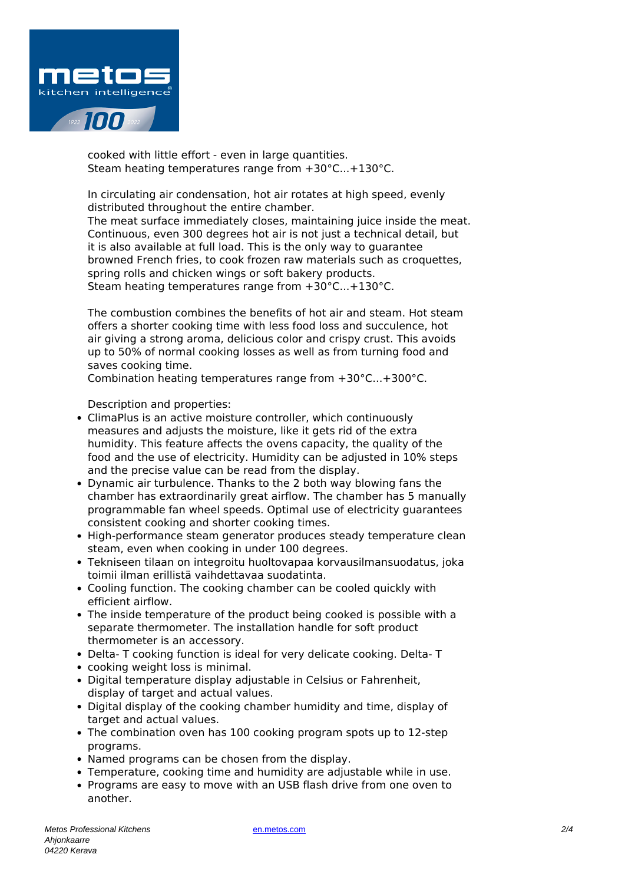cooked with little effort - even in large quantities.
Steam heating temperatures range from +30°C...+130°C.

In circulating air condensation, hot air rotates at high speed, evenly distributed throughout the entire chamber.
The meat surface immediately closes, maintaining juice inside the meat. Continuous, even 300 degrees hot air is not just a technical detail, but it is also available at full load. This is the only way to guarantee browned French fries, to cook frozen raw materials such as croquettes, spring rolls and chicken wings or soft bakery products.
Steam heating temperatures range from +30°C...+130°C.

The combustion combines the benefits of hot air and steam. Hot steam offers a shorter cooking time with less food loss and succulence, hot air giving a strong aroma, delicious color and crispy crust. This avoids up to 50% of normal cooking losses as well as from turning food and saves cooking time.
Combination heating temperatures range from +30°C...+300°C.

Description and properties:

- ClimaPlus is an active moisture controller, which continuously measures and adjusts the moisture, like it gets rid of the extra humidity. This feature affects the ovens capacity, the quality of the food and the use of electricity. Humidity can be adjusted in 10% steps and the precise value can be read from the display.
- Dynamic air turbulence. Thanks to the 2 both way blowing fans the chamber has extraordinarily great airflow. The chamber has 5 manually programmable fan wheel speeds. Optimal use of electricity guarantees consistent cooking and shorter cooking times.
- High-performance steam generator produces steady temperature clean steam, even when cooking in under 100 degrees.
- Tekniseen tilaan on integroitu huoltovapaa korvausilmansuodatus, joka toimii ilman erillistä vaihdettavaa suodatinta.
- Cooling function. The cooking chamber can be cooled quickly with efficient airflow.
- The inside temperature of the product being cooked is possible with a separate thermometer. The installation handle for soft product thermometer is an accessory.
- Delta- T cooking function is ideal for very delicate cooking. Delta- T
- cooking weight loss is minimal.
- Digital temperature display adjustable in Celsius or Fahrenheit, display of target and actual values.
- Digital display of the cooking chamber humidity and time, display of target and actual values.
- The combination oven has 100 cooking program spots up to 12-step programs.
- Named programs can be chosen from the display.
- Temperature, cooking time and humidity are adjustable while in use.
- Programs are easy to move with an USB flash drive from one oven to another.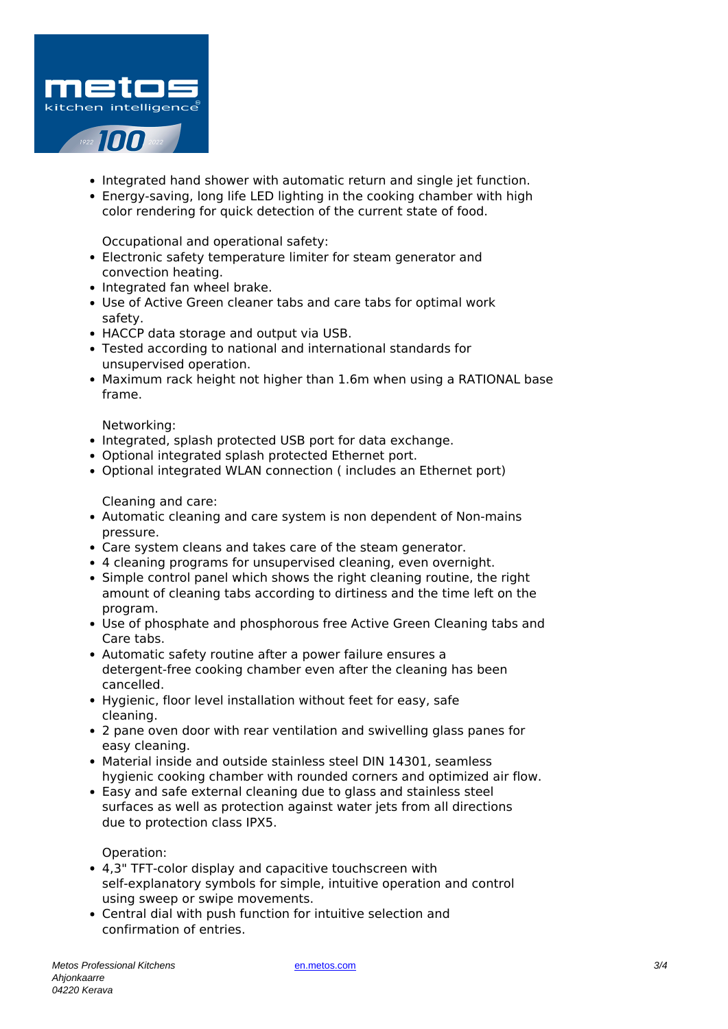- Integrated hand shower with automatic return and single jet function.
- Energy-saving, long life LED lighting in the cooking chamber with high color rendering for quick detection of the current state of food.

Occupational and operational safety:

- Electronic safety temperature limiter for steam generator and convection heating.
- Integrated fan wheel brake.
- Use of Active Green cleaner tabs and care tabs for optimal work safety.
- HACCP data storage and output via USB.
- Tested according to national and international standards for unsupervised operation.
- Maximum rack height not higher than 1.6m when using a RATIONAL base frame.

Networking:

- Integrated, splash protected USB port for data exchange.
- Optional integrated splash protected Ethernet port.
- Optional integrated WLAN connection ( includes an Ethernet port)

Cleaning and care:

- Automatic cleaning and care system is non dependent of Non-mains pressure.
- Care system cleans and takes care of the steam generator.
- 4 cleaning programs for unsupervised cleaning, even overnight.
- Simple control panel which shows the right cleaning routine, the right amount of cleaning tabs according to dirtiness and the time left on the program.
- Use of phosphate and phosphorous free Active Green Cleaning tabs and Care tabs.
- Automatic safety routine after a power failure ensures a detergent-free cooking chamber even after the cleaning has been cancelled.
- Hygienic, floor level installation without feet for easy, safe cleaning.
- 2 pane oven door with rear ventilation and swivelling glass panes for easy cleaning.
- Material inside and outside stainless steel DIN 14301, seamless hygienic cooking chamber with rounded corners and optimized air flow.
- Easy and safe external cleaning due to glass and stainless steel surfaces as well as protection against water jets from all directions due to protection class IPX5.

Operation:

- 4,3" TFT-color display and capacitive touchscreen with self-explanatory symbols for simple, intuitive operation and control using sweep or swipe movements.
- Central dial with push function for intuitive selection and confirmation of entries.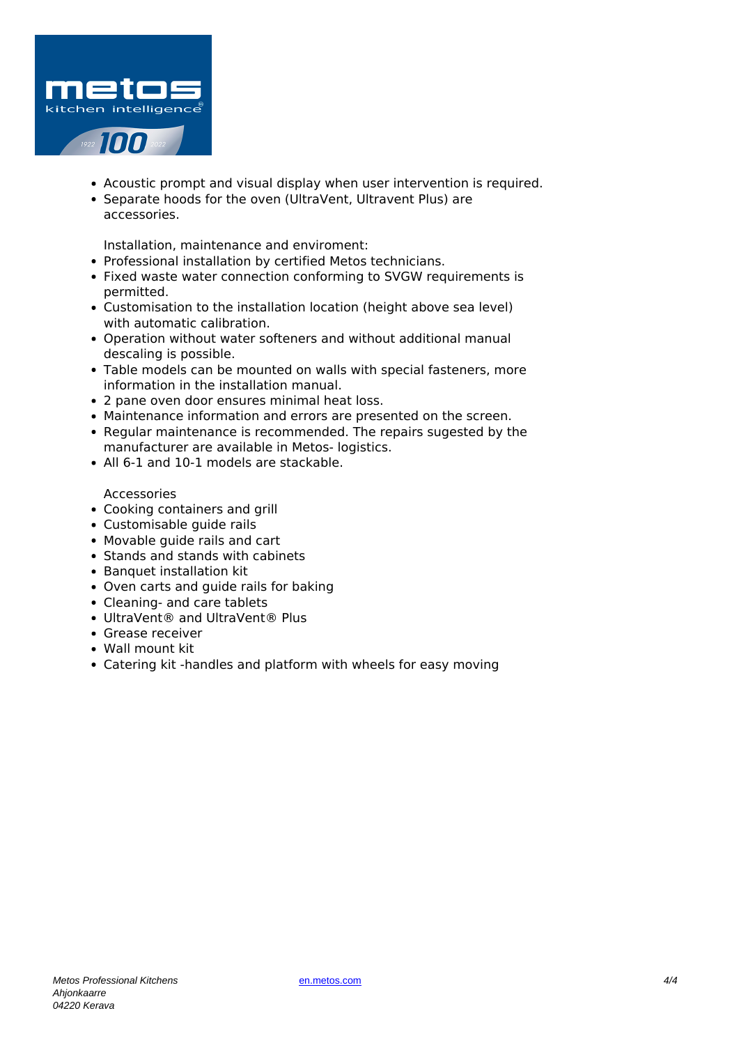- Acoustic prompt and visual display when user intervention is required.
- Separate hoods for the oven (UltraVent, Ultravent Plus) are accessories.

Installation, maintenance and enviroment:

- Professional installation by certified Metos technicians.
- Fixed waste water connection conforming to SVGW requirements is permitted.
- Customisation to the installation location (height above sea level) with automatic calibration.
- Operation without water softeners and without additional manual descaling is possible.
- Table models can be mounted on walls with special fasteners, more information in the installation manual.
- 2 pane oven door ensures minimal heat loss.
- Maintenance information and errors are presented on the screen.
- Regular maintenance is recommended. The repairs sugested by the manufacturer are available in Metos- logistics.
- All 6-1 and 10-1 models are stackable.

Accessories

- Cooking containers and grill
- Customisable guide rails
- Movable guide rails and cart
- Stands and stands with cabinets
- Banquet installation kit
- Oven carts and guide rails for baking
- Cleaning- and care tablets
- UltraVent® and UltraVent® Plus
- Grease receiver
- Wall mount kit
- Catering kit -handles and platform with wheels for easy moving